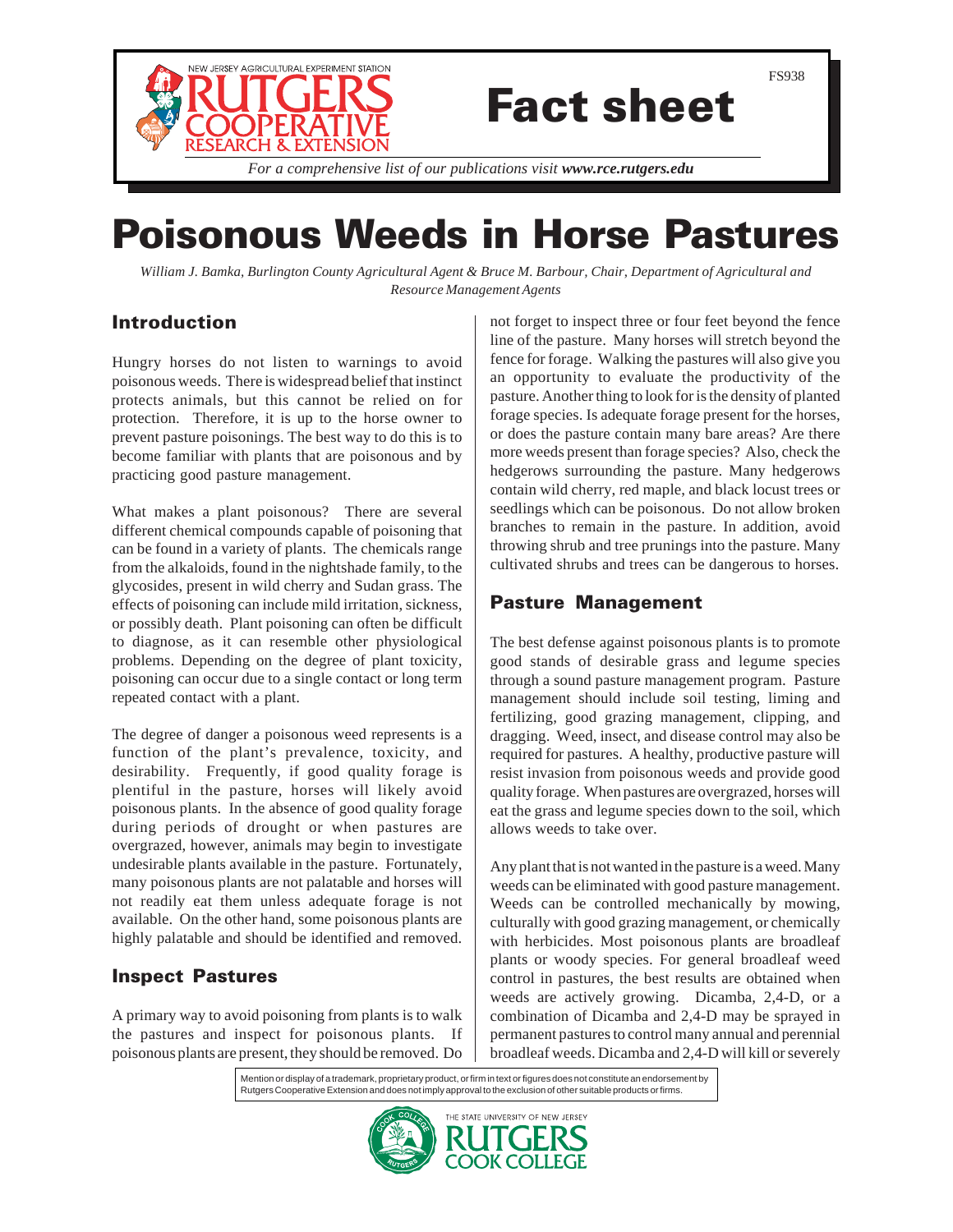FS938

# Fact sheet

*For a comprehensive list of our publications visit **www.rce.rutgers.edu***

# Poisonous Weeds in Horse Pastures

*William J. Bamka, Burlington County Agricultural Agent & Bruce M. Barbour, Chair, Department of Agricultural and Resource Management Agents*

## Introduction

Hungry horses do not listen to warnings to avoid poisonous weeds. There is widespread belief that instinct protects animals, but this cannot be relied on for protection. Therefore, it is up to the horse owner to prevent pasture poisonings. The best way to do this is to become familiar with plants that are poisonous and by practicing good pasture management.

What makes a plant poisonous? There are several different chemical compounds capable of poisoning that can be found in a variety of plants. The chemicals range from the alkaloids, found in the nightshade family, to the glycosides, present in wild cherry and Sudan grass. The effects of poisoning can include mild irritation, sickness, or possibly death. Plant poisoning can often be difficult to diagnose, as it can resemble other physiological problems. Depending on the degree of plant toxicity, poisoning can occur due to a single contact or long term repeated contact with a plant.

The degree of danger a poisonous weed represents is a function of the plant's prevalence, toxicity, and desirability. Frequently, if good quality forage is plentiful in the pasture, horses will likely avoid poisonous plants. In the absence of good quality forage during periods of drought or when pastures are overgrazed, however, animals may begin to investigate undesirable plants available in the pasture. Fortunately, many poisonous plants are not palatable and horses will not readily eat them unless adequate forage is not available. On the other hand, some poisonous plants are highly palatable and should be identified and removed.

## Inspect Pastures

A primary way to avoid poisoning from plants is to walk the pastures and inspect for poisonous plants. If poisonous plants are present, they should be removed. Do not forget to inspect three or four feet beyond the fence line of the pasture. Many horses will stretch beyond the fence for forage. Walking the pastures will also give you an opportunity to evaluate the productivity of the pasture. Another thing to look for is the density of planted forage species. Is adequate forage present for the horses, or does the pasture contain many bare areas? Are there more weeds present than forage species? Also, check the hedgerows surrounding the pasture. Many hedgerows contain wild cherry, red maple, and black locust trees or seedlings which can be poisonous. Do not allow broken branches to remain in the pasture. In addition, avoid throwing shrub and tree prunings into the pasture. Many cultivated shrubs and trees can be dangerous to horses.

## Pasture Management

The best defense against poisonous plants is to promote good stands of desirable grass and legume species through a sound pasture management program. Pasture management should include soil testing, liming and fertilizing, good grazing management, clipping, and dragging. Weed, insect, and disease control may also be required for pastures. A healthy, productive pasture will resist invasion from poisonous weeds and provide good quality forage. When pastures are overgrazed, horses will eat the grass and legume species down to the soil, which allows weeds to take over.

Any plant that is not wanted in the pasture is a weed. Many weeds can be eliminated with good pasture management. Weeds can be controlled mechanically by mowing, culturally with good grazing management, or chemically with herbicides. Most poisonous plants are broadleaf plants or woody species. For general broadleaf weed control in pastures, the best results are obtained when weeds are actively growing. Dicamba, 2,4-D, or a combination of Dicamba and 2,4-D may be sprayed in permanent pastures to control many annual and perennial broadleaf weeds. Dicamba and 2,4-D will kill or severely

Mention or display of a trademark, proprietary product, or firm in text or figures does not constitute an endorsement by Rutgers Cooperative Extension and does not imply approval to the exclusion of other suitable products or firms.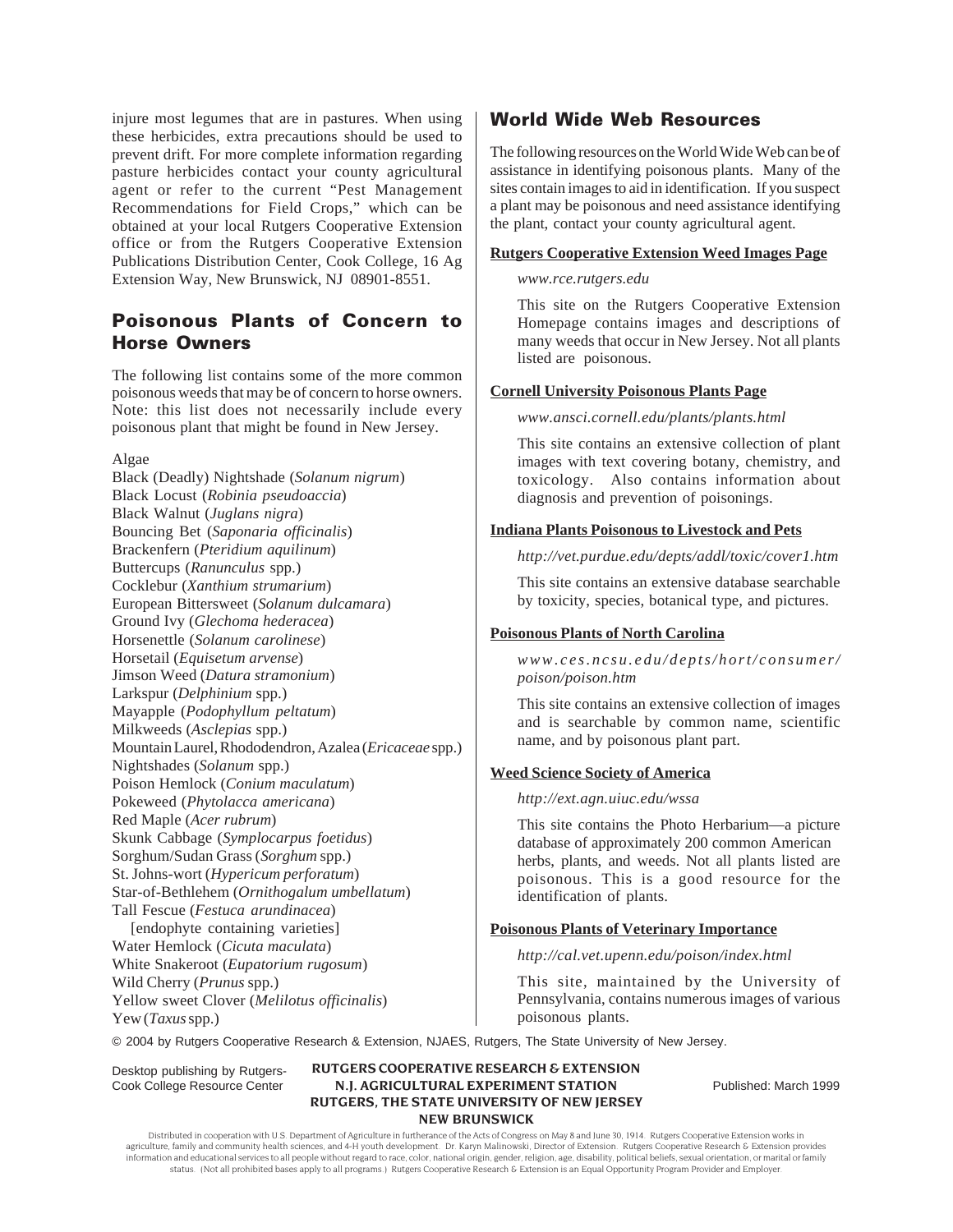injure most legumes that are in pastures. When using these herbicides, extra precautions should be used to prevent drift. For more complete information regarding pasture herbicides contact your county agricultural agent or refer to the current "Pest Management Recommendations for Field Crops," which can be obtained at your local Rutgers Cooperative Extension office or from the Rutgers Cooperative Extension Publications Distribution Center, Cook College, 16 Ag Extension Way, New Brunswick, NJ 08901-8551.

## Poisonous Plants of Concern to Horse Owners

The following list contains some of the more common poisonous weeds that may be of concern to horse owners. Note: this list does not necessarily include every poisonous plant that might be found in New Jersey.

Algae
Black (Deadly) Nightshade (*Solanum nigrum*)
Black Locust (*Robinia pseudoaccia*)
Black Walnut (*Juglans nigra*)
Bouncing Bet (*Saponaria officinalis*)
Brackenfern (*Pteridium aquilinum*)
Buttercups (*Ranunculus* spp.)
Cocklebur (*Xanthium strumarium*)
European Bittersweet (*Solanum dulcamara*)
Ground Ivy (*Glechoma hederacea*)
Horsenettle (*Solanum carolinese*)
Horsetail (*Equisetum arvense*)
Jimson Weed (*Datura stramonium*)
Larkspur (*Delphinium* spp.)
Mayapple (*Podophyllum peltatum*)
Milkweeds (*Asclepias* spp.)
Mountain Laurel, Rhododendron, Azalea (*Ericaceae* spp.)
Nightshades (*Solanum* spp.)
Poison Hemlock (*Conium maculatum*)
Pokeweed (*Phytolacca americana*)
Red Maple (*Acer rubrum*)
Skunk Cabbage (*Symplocarpus foetidus*)
Sorghum/Sudan Grass (*Sorghum* spp.)
St. Johns-wort (*Hypericum perforatum*)
Star-of-Bethlehem (*Ornithogalum umbellatum*)
Tall Fescue (*Festuca arundinacea*)
[endophyte containing varieties]
Water Hemlock (*Cicuta maculata*)
White Snakeroot (*Eupatorium rugosum*)
Wild Cherry (*Prunus* spp.)
Yellow sweet Clover (*Melilotus officinalis*)
Yew (*Taxus* spp.)

## World Wide Web Resources

The following resources on the World Wide Web can be of assistance in identifying poisonous plants. Many of the sites contain images to aid in identification. If you suspect a plant may be poisonous and need assistance identifying the plant, contact your county agricultural agent.

**Rutgers Cooperative Extension Weed Images Page**

*www.rce.rutgers.edu*

This site on the Rutgers Cooperative Extension Homepage contains images and descriptions of many weeds that occur in New Jersey. Not all plants listed are poisonous.

**Cornell University Poisonous Plants Page**

*www.ansci.cornell.edu/plants/plants.html*

This site contains an extensive collection of plant images with text covering botany, chemistry, and toxicology. Also contains information about diagnosis and prevention of poisonings.

**Indiana Plants Poisonous to Livestock and Pets**

*http://vet.purdue.edu/depts/addl/toxic/cover1.htm*

This site contains an extensive database searchable by toxicity, species, botanical type, and pictures.

**Poisonous Plants of North Carolina**

*www.ces.ncsu.edu/depts/hort/consumer/poison/poison.htm*

This site contains an extensive collection of images and is searchable by common name, scientific name, and by poisonous plant part.

**Weed Science Society of America**

*http://ext.agn.uiuc.edu/wssa*

This site contains the Photo Herbarium—a picture database of approximately 200 common American herbs, plants, and weeds. Not all plants listed are poisonous. This is a good resource for the identification of plants.

**Poisonous Plants of Veterinary Importance**

*http://cal.vet.upenn.edu/poison/index.html*

This site, maintained by the University of Pennsylvania, contains numerous images of various poisonous plants.

© 2004 by Rutgers Cooperative Research & Extension, NJAES, Rutgers, The State University of New Jersey.

Desktop publishing by Rutgers-Cook College Resource Center

**RUTGERS COOPERATIVE RESEARCH & EXTENSION**
**N.J. AGRICULTURAL EXPERIMENT STATION**
**RUTGERS, THE STATE UNIVERSITY OF NEW JERSEY**
**NEW BRUNSWICK**

Published: March 1999

Distributed in cooperation with U.S. Department of Agriculture in furtherance of the Acts of Congress on May 8 and June 30, 1914. Rutgers Cooperative Extension works in agriculture, family and community health sciences, and 4-H youth development. Dr. Karyn Malinowski, Director of Extension. Rutgers Cooperative Research & Extension provides information and educational services to all people without regard to race, color, national origin, gender, religion, age, disability, political beliefs, sexual orientation, or marital or family status. (Not all prohibited bases apply to all programs.) Rutgers Cooperative Research & Extension is an Equal Opportunity Program Provider and Employer.